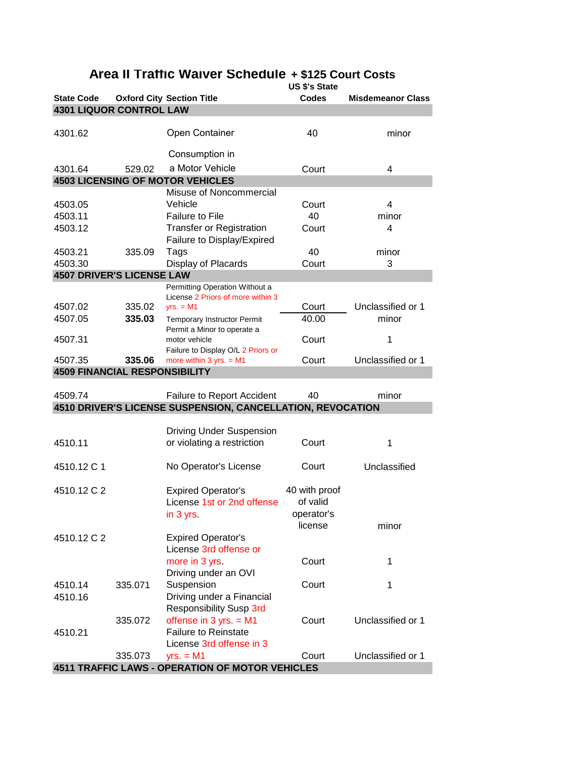# Area II Traffic Waiver Schedule + $125 Court Costs

| State Code | Oxford City | Section Title | US $'s State Codes | Misdemeanor Class |
|---|---|---|---|---|
| **4301 LIQUOR CONTROL LAW** | | | | |
| 4301.62 | | Open Container | 40 | minor |
| 4301.64 | 529.02 | Consumption in a Motor Vehicle | Court | 4 |
| **4503 LICENSING OF MOTOR VEHICLES** | | | | |
| 4503.05 | | Misuse of Noncommercial Vehicle | Court | 4 |
| 4503.11 | | Failure to File | 40 | minor |
| 4503.12 | | Transfer or Registration | Court | 4 |
| 4503.21 | 335.09 | Failure to Display/Expired Tags | 40 | minor |
| 4503.30 | | Display of Placards | Court | 3 |
| **4507 DRIVER'S LICENSE LAW** | | | | |
| 4507.02 | 335.02 | Permitting Operation Without a License 2 Priors of more within 3 yrs. = M1 | Court | Unclassified or 1 |
| 4507.05 | **335.03** | Temporary Instructor Permit | 40.00 | minor |
| 4507.31 | | Permit a Minor to operate a motor vehicle | Court | 1 |
| 4507.35 | **335.06** | Failure to Display O/L 2 Priors or more within 3 yrs. = M1 | Court | Unclassified or 1 |
| **4509 FINANCIAL RESPONSIBILITY** | | | | |
| 4509.74 | | Failure to Report Accident | 40 | minor |
| **4510 DRIVER'S LICENSE SUSPENSION, CANCELLATION, REVOCATION** | | | | |
| 4510.11 | | Driving Under Suspension or violating a restriction | Court | 1 |
| 4510.12 C 1 | | No Operator's License | Court | Unclassified |
| 4510.12 C 2 | | Expired Operator's License 1st or 2nd offense in 3 yrs. | 40 with proof of valid operator's license | minor |
| 4510.12 C 2 | | Expired Operator's License 3rd offense or more in 3 yrs. | Court | 1 |
| 4510.14 | 335.071 | Driving under an OVI Suspension | Court | 1 |
| 4510.16 | 335.072 | Driving under a Financial Responsibility Susp 3rd offense in 3 yrs. = M1 | Court | Unclassified or 1 |
| 4510.21 | 335.073 | Failure to Reinstate License 3rd offense in 3 yrs. = M1 | Court | Unclassified or 1 |
| **4511 TRAFFIC LAWS - OPERATION OF MOTOR VEHICLES** | | | | |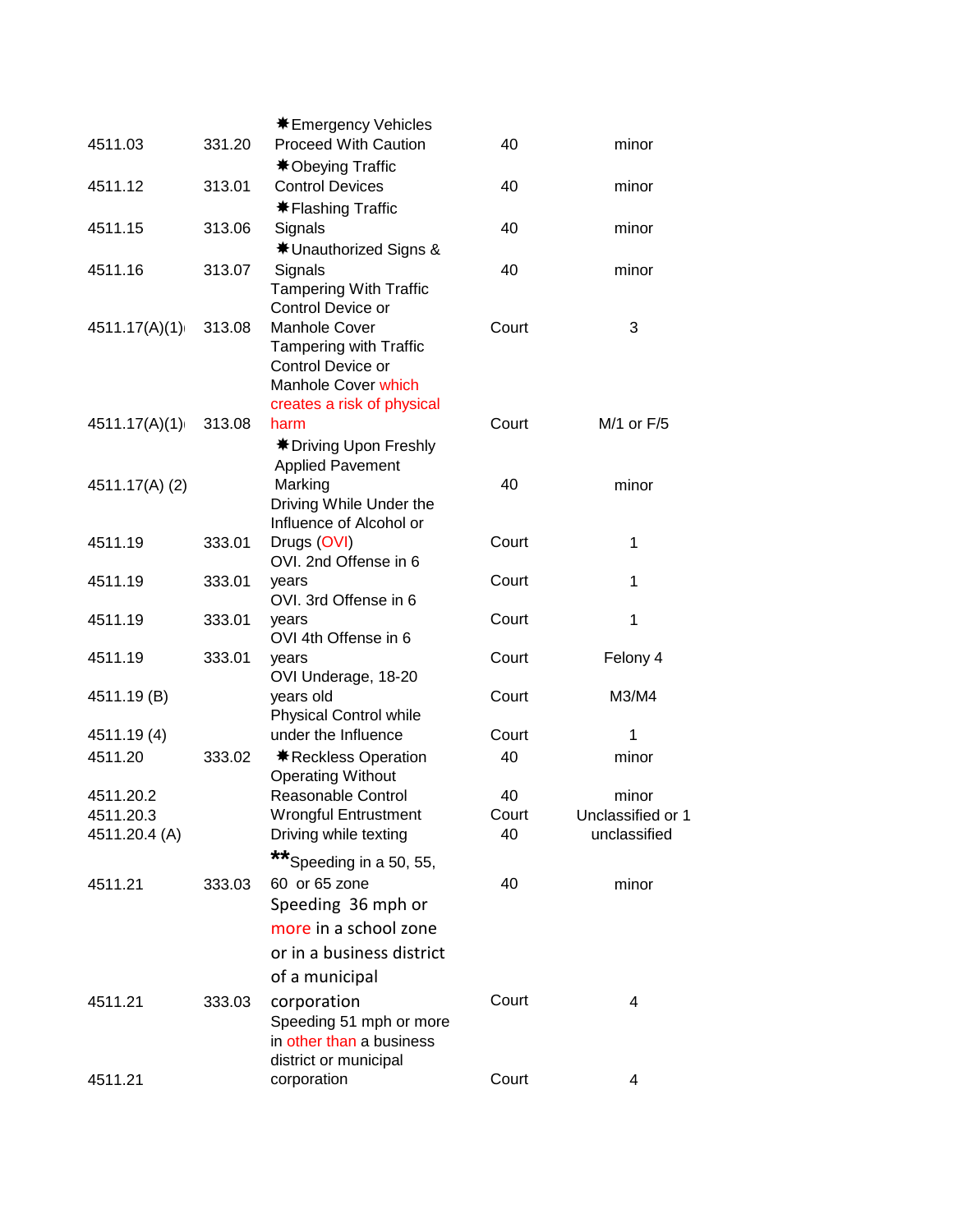| | | | | |
|---|---|---|---|---|
| 4511.03 | 331.20 | ✸Emergency Vehicles Proceed With Caution | 40 | minor |
| 4511.12 | 313.01 | ✸Obeying Traffic Control Devices | 40 | minor |
| 4511.15 | 313.06 | ✸Flashing Traffic Signals | 40 | minor |
| 4511.16 | 313.07 | ✸Unauthorized Signs & Signals | 40 | minor |
| 4511.17(A)(1) | 313.08 | Tampering With Traffic Control Device or Manhole Cover | Court | 3 |
| 4511.17(A)(1) | 313.08 | Tampering with Traffic Control Device or Manhole Cover which creates a risk of physical harm | Court | M/1 or F/5 |
| 4511.17(A) (2) | | ✸Driving Upon Freshly Applied Pavement Marking | 40 | minor |
| 4511.19 | 333.01 | Driving While Under the Influence of Alcohol or Drugs (OVI) | Court | 1 |
| 4511.19 | 333.01 | OVI. 2nd Offense in 6 years | Court | 1 |
| 4511.19 | 333.01 | OVI. 3rd Offense in 6 years | Court | 1 |
| 4511.19 | 333.01 | OVI 4th Offense in 6 years | Court | Felony 4 |
| 4511.19 (B) | | OVI Underage, 18-20 years old | Court | M3/M4 |
| 4511.19 (4) | | Physical Control while under the Influence | Court | 1 |
| 4511.20 | 333.02 | ✸Reckless Operation | 40 | minor |
| 4511.20.2 | | Operating Without Reasonable Control | 40 | minor |
| 4511.20.3 | | Wrongful Entrustment | Court | Unclassified or 1 |
| 4511.20.4 (A) | | Driving while texting | 40 | unclassified |
| 4511.21 | 333.03 | **Speeding in a 50, 55, 60 or 65 zone | 40 | minor |
| 4511.21 | 333.03 | Speeding 36 mph or more in a school zone or in a business district of a municipal corporation | Court | 4 |
| 4511.21 | | Speeding 51 mph or more in other than a business district or municipal corporation | Court | 4 |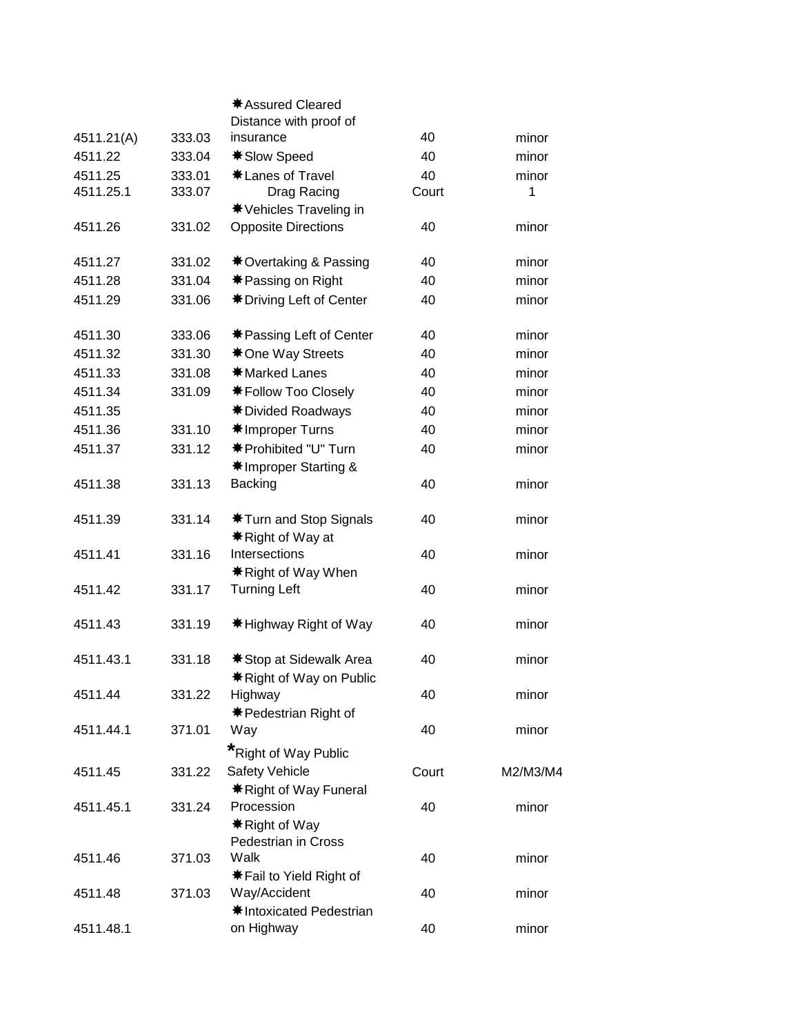| | | | | |
|---|---|---|---|---|
| 4511.21(A) | 333.03 | ✸Assured Cleared Distance with proof of insurance | 40 | minor |
| 4511.22 | 333.04 | ✸Slow Speed | 40 | minor |
| 4511.25 | 333.01 | ✸Lanes of Travel | 40 | minor |
| 4511.25.1 | 333.07 | Drag Racing | Court | 1 |
| 4511.26 | 331.02 | ✸Vehicles Traveling in Opposite Directions | 40 | minor |
| 4511.27 | 331.02 | ✸Overtaking & Passing | 40 | minor |
| 4511.28 | 331.04 | ✸Passing on Right | 40 | minor |
| 4511.29 | 331.06 | ✸Driving Left of Center | 40 | minor |
| 4511.30 | 333.06 | ✸Passing Left of Center | 40 | minor |
| 4511.32 | 331.30 | ✸One Way Streets | 40 | minor |
| 4511.33 | 331.08 | ✸Marked Lanes | 40 | minor |
| 4511.34 | 331.09 | ✸Follow Too Closely | 40 | minor |
| 4511.35 | | ✸Divided Roadways | 40 | minor |
| 4511.36 | 331.10 | ✸Improper Turns | 40 | minor |
| 4511.37 | 331.12 | ✸Prohibited "U" Turn | 40 | minor |
| 4511.38 | 331.13 | ✸Improper Starting & Backing | 40 | minor |
| 4511.39 | 331.14 | ✸Turn and Stop Signals | 40 | minor |
| 4511.41 | 331.16 | ✸Right of Way at Intersections | 40 | minor |
| 4511.42 | 331.17 | ✸Right of Way When Turning Left | 40 | minor |
| 4511.43 | 331.19 | ✸Highway Right of Way | 40 | minor |
| 4511.43.1 | 331.18 | ✸Stop at Sidewalk Area | 40 | minor |
| 4511.44 | 331.22 | ✸Right of Way on Public Highway | 40 | minor |
| 4511.44.1 | 371.01 | ✸Pedestrian Right of Way | 40 | minor |
| 4511.45 | 331.22 | *Right of Way Public Safety Vehicle | Court | M2/M3/M4 |
| 4511.45.1 | 331.24 | ✸Right of Way Funeral Procession | 40 | minor |
| 4511.46 | 371.03 | ✸Right of Way Pedestrian in Cross Walk | 40 | minor |
| 4511.48 | 371.03 | ✸Fail to Yield Right of Way/Accident | 40 | minor |
| 4511.48.1 | | ✸Intoxicated Pedestrian on Highway | 40 | minor |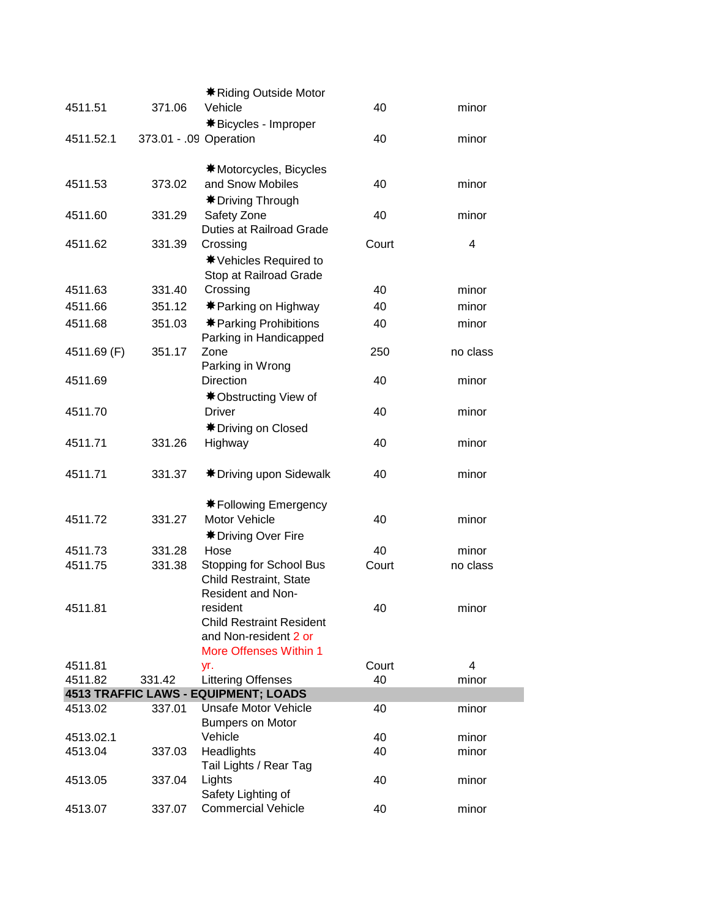| | | | | |
|---|---|---|---|---|
| 4511.51 | 371.06 | ✸Riding Outside Motor Vehicle | 40 | minor |
| 4511.52.1 | 373.01 - .09 | ✸Bicycles - Improper Operation | 40 | minor |
| 4511.53 | 373.02 | ✸Motorcycles, Bicycles and Snow Mobiles | 40 | minor |
| 4511.60 | 331.29 | ✸Driving Through Safety Zone | 40 | minor |
| 4511.62 | 331.39 | Duties at Railroad Grade Crossing | Court | 4 |
| 4511.63 | 331.40 | ✸Vehicles Required to Stop at Railroad Grade Crossing | 40 | minor |
| 4511.66 | 351.12 | ✸Parking on Highway | 40 | minor |
| 4511.68 | 351.03 | ✸Parking Prohibitions | 40 | minor |
| 4511.69 (F) | 351.17 | Parking in Handicapped Zone | 250 | no class |
| 4511.69 | | Parking in Wrong Direction | 40 | minor |
| 4511.70 | | ✸Obstructing View of Driver | 40 | minor |
| 4511.71 | 331.26 | ✸Driving on Closed Highway | 40 | minor |
| 4511.71 | 331.37 | ✸Driving upon Sidewalk | 40 | minor |
| 4511.72 | 331.27 | ✸Following Emergency Motor Vehicle | 40 | minor |
| 4511.73 | 331.28 | ✸Driving Over Fire Hose | 40 | minor |
| 4511.75 | 331.38 | Stopping for School Bus | Court | no class |
| 4511.81 | | Child Restraint, State Resident and Non-resident | 40 | minor |
| 4511.81 | | Child Restraint Resident and Non-resident 2 or More Offenses Within 1 yr. | Court | 4 |
| 4511.82 | 331.42 | Littering Offenses | 40 | minor |
| **4513 TRAFFIC LAWS - EQUIPMENT; LOADS** | | | | |
| 4513.02 | 337.01 | Unsafe Motor Vehicle | 40 | minor |
| 4513.02.1 | | Bumpers on Motor Vehicle | 40 | minor |
| 4513.04 | 337.03 | Headlights | 40 | minor |
| 4513.05 | 337.04 | Tail Lights / Rear Tag Lights | 40 | minor |
| 4513.07 | 337.07 | Safety Lighting of Commercial Vehicle | 40 | minor |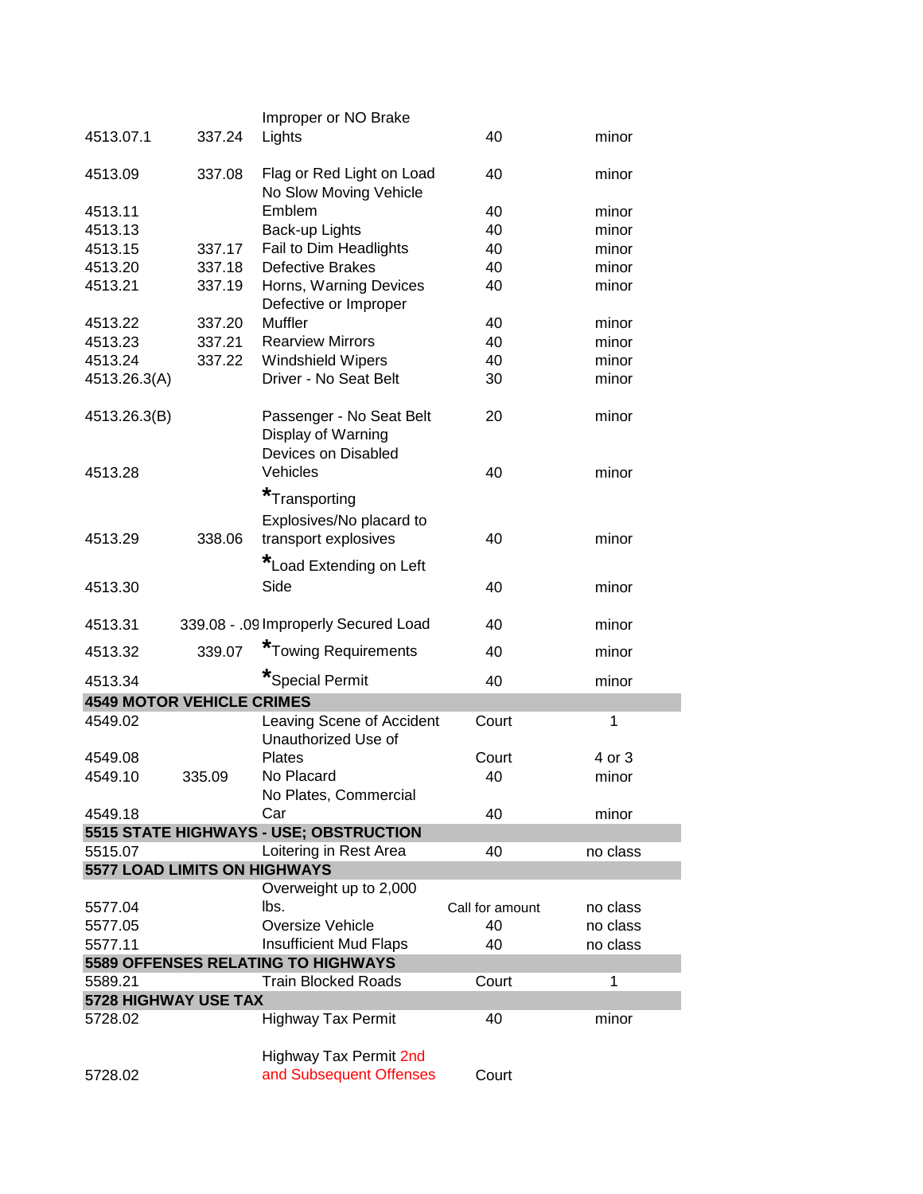| | | | | |
|---|---|---|---|---|
| 4513.07.1 | 337.24 | Improper or NO Brake Lights | 40 | minor |
| 4513.09 | 337.08 | Flag or Red Light on Load | 40 | minor |
| 4513.11 | | No Slow Moving Vehicle Emblem | 40 | minor |
| 4513.13 | | Back-up Lights | 40 | minor |
| 4513.15 | 337.17 | Fail to Dim Headlights | 40 | minor |
| 4513.20 | 337.18 | Defective Brakes | 40 | minor |
| 4513.21 | 337.19 | Horns, Warning Devices | 40 | minor |
| 4513.22 | 337.20 | Defective or Improper Muffler | 40 | minor |
| 4513.23 | 337.21 | Rearview Mirrors | 40 | minor |
| 4513.24 | 337.22 | Windshield Wipers | 40 | minor |
| 4513.26.3(A) | | Driver - No Seat Belt | 30 | minor |
| 4513.26.3(B) | | Passenger - No Seat Belt | 20 | minor |
| 4513.28 | | Display of Warning Devices on Disabled Vehicles | 40 | minor |
| 4513.29 | 338.06 | *Transporting Explosives/No placard to transport explosives | 40 | minor |
| 4513.30 | | *Load Extending on Left Side | 40 | minor |
| 4513.31 | 339.08 - .09 | Improperly Secured Load | 40 | minor |
| 4513.32 | 339.07 | *Towing Requirements | 40 | minor |
| 4513.34 | | *Special Permit | 40 | minor |
| **4549 MOTOR VEHICLE CRIMES** | | | | |
| 4549.02 | | Leaving Scene of Accident | Court | 1 |
| 4549.08 | | Unauthorized Use of Plates | Court | 4 or 3 |
| 4549.10 | 335.09 | No Placard | 40 | minor |
| 4549.18 | | No Plates, Commercial Car | 40 | minor |
| **5515 STATE HIGHWAYS - USE; OBSTRUCTION** | | | | |
| 5515.07 | | Loitering in Rest Area | 40 | no class |
| **5577 LOAD LIMITS ON HIGHWAYS** | | | | |
| 5577.04 | | Overweight up to 2,000 lbs. | Call for amount | no class |
| 5577.05 | | Oversize Vehicle | 40 | no class |
| 5577.11 | | Insufficient Mud Flaps | 40 | no class |
| **5589 OFFENSES RELATING TO HIGHWAYS** | | | | |
| 5589.21 | | Train Blocked Roads | Court | 1 |
| **5728 HIGHWAY USE TAX** | | | | |
| 5728.02 | | Highway Tax Permit | 40 | minor |
| 5728.02 | | Highway Tax Permit 2nd and Subsequent Offenses | Court | |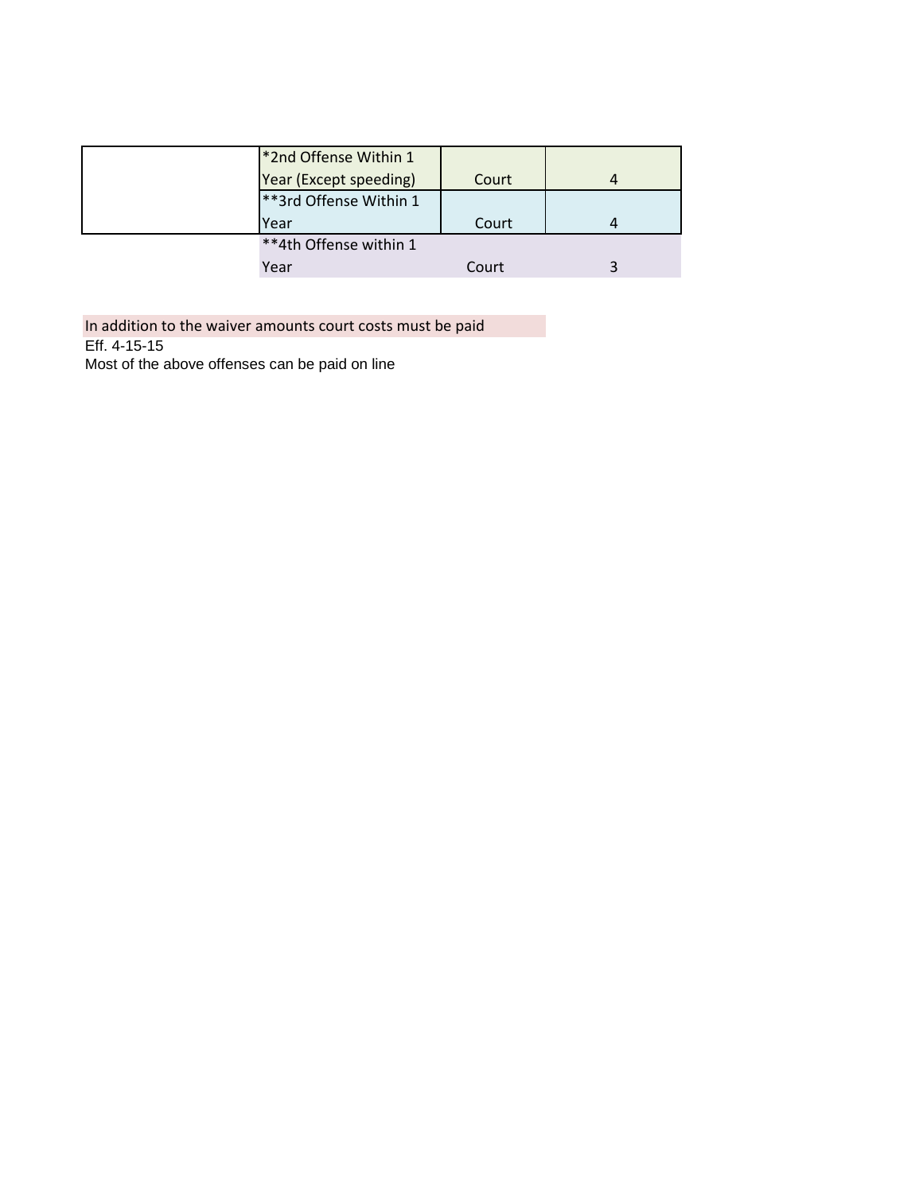| | | | |
|---|---|---|---|
| | *2nd Offense Within 1 Year (Except speeding) | Court | 4 |
| | **3rd Offense Within 1 Year | Court | 4 |
| | **4th Offense within 1 Year | Court | 3 |

In addition to the waiver amounts court costs must be paid

Eff. 4-15-15

Most of the above offenses can be paid on line